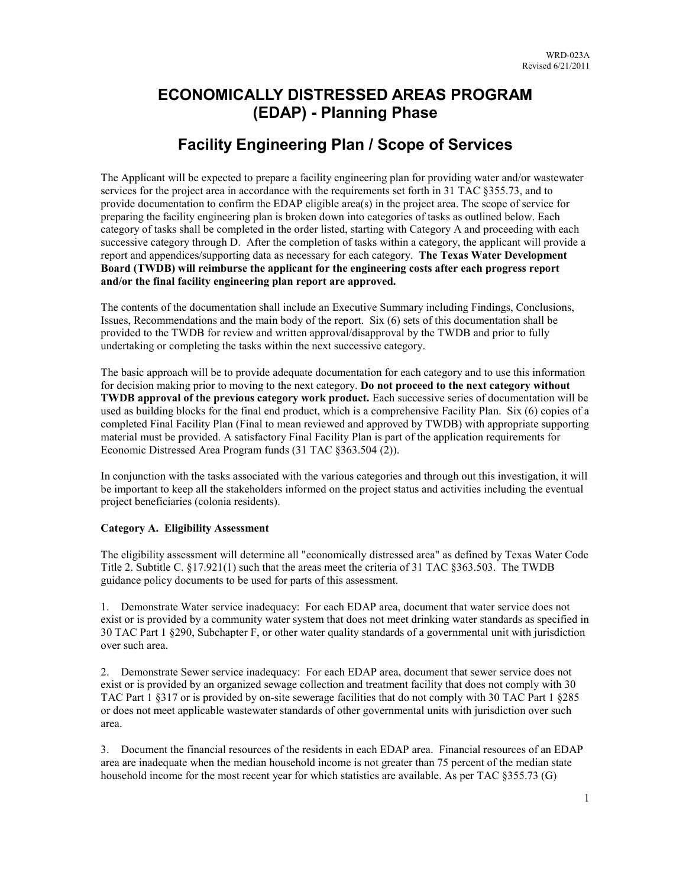WRD-023A
Revised 6/21/2011

# ECONOMICALLY DISTRESSED AREAS PROGRAM (EDAP) - Planning Phase

## Facility Engineering Plan / Scope of Services

The Applicant will be expected to prepare a facility engineering plan for providing water and/or wastewater services for the project area in accordance with the requirements set forth in 31 TAC §355.73, and to provide documentation to confirm the EDAP eligible area(s) in the project area. The scope of service for preparing the facility engineering plan is broken down into categories of tasks as outlined below. Each category of tasks shall be completed in the order listed, starting with Category A and proceeding with each successive category through D. After the completion of tasks within a category, the applicant will provide a report and appendices/supporting data as necessary for each category. **The Texas Water Development Board (TWDB) will reimburse the applicant for the engineering costs after each progress report and/or the final facility engineering plan report are approved.**

The contents of the documentation shall include an Executive Summary including Findings, Conclusions, Issues, Recommendations and the main body of the report. Six (6) sets of this documentation shall be provided to the TWDB for review and written approval/disapproval by the TWDB and prior to fully undertaking or completing the tasks within the next successive category.

The basic approach will be to provide adequate documentation for each category and to use this information for decision making prior to moving to the next category. **Do not proceed to the next category without TWDB approval of the previous category work product.** Each successive series of documentation will be used as building blocks for the final end product, which is a comprehensive Facility Plan. Six (6) copies of a completed Final Facility Plan (Final to mean reviewed and approved by TWDB) with appropriate supporting material must be provided. A satisfactory Final Facility Plan is part of the application requirements for Economic Distressed Area Program funds (31 TAC §363.504 (2)).

In conjunction with the tasks associated with the various categories and through out this investigation, it will be important to keep all the stakeholders informed on the project status and activities including the eventual project beneficiaries (colonia residents).

**Category A. Eligibility Assessment**

The eligibility assessment will determine all "economically distressed area" as defined by Texas Water Code Title 2. Subtitle C. §17.921(1) such that the areas meet the criteria of 31 TAC §363.503. The TWDB guidance policy documents to be used for parts of this assessment.

1. Demonstrate Water service inadequacy: For each EDAP area, document that water service does not exist or is provided by a community water system that does not meet drinking water standards as specified in 30 TAC Part 1 §290, Subchapter F, or other water quality standards of a governmental unit with jurisdiction over such area.

2. Demonstrate Sewer service inadequacy: For each EDAP area, document that sewer service does not exist or is provided by an organized sewage collection and treatment facility that does not comply with 30 TAC Part 1 §317 or is provided by on-site sewerage facilities that do not comply with 30 TAC Part 1 §285 or does not meet applicable wastewater standards of other governmental units with jurisdiction over such area.

3. Document the financial resources of the residents in each EDAP area. Financial resources of an EDAP area are inadequate when the median household income is not greater than 75 percent of the median state household income for the most recent year for which statistics are available. As per TAC §355.73 (G)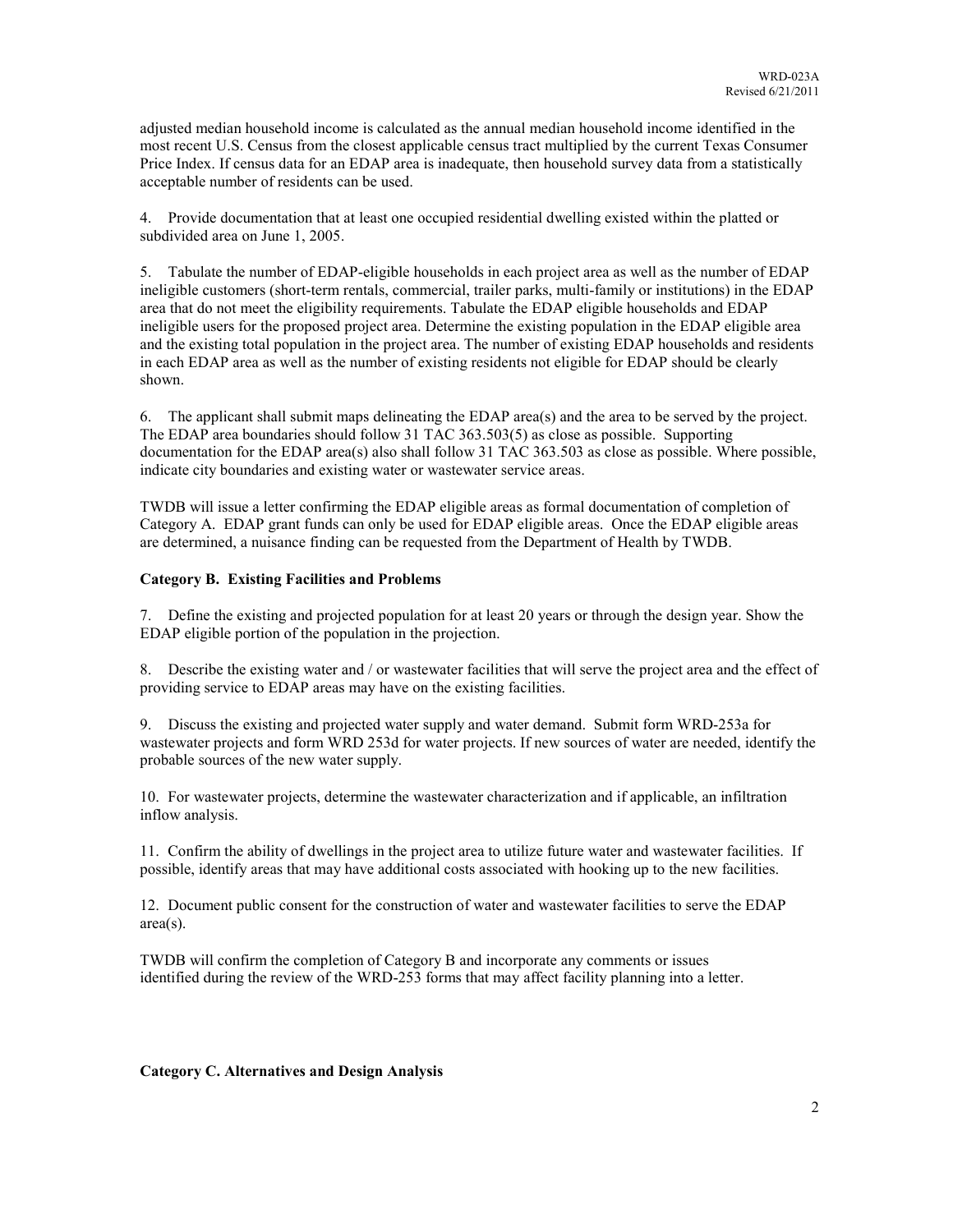adjusted median household income is calculated as the annual median household income identified in the most recent U.S. Census from the closest applicable census tract multiplied by the current Texas Consumer Price Index. If census data for an EDAP area is inadequate, then household survey data from a statistically acceptable number of residents can be used.

4. Provide documentation that at least one occupied residential dwelling existed within the platted or subdivided area on June 1, 2005.

5. Tabulate the number of EDAP-eligible households in each project area as well as the number of EDAP ineligible customers (short-term rentals, commercial, trailer parks, multi-family or institutions) in the EDAP area that do not meet the eligibility requirements. Tabulate the EDAP eligible households and EDAP ineligible users for the proposed project area. Determine the existing population in the EDAP eligible area and the existing total population in the project area. The number of existing EDAP households and residents in each EDAP area as well as the number of existing residents not eligible for EDAP should be clearly shown.

6. The applicant shall submit maps delineating the EDAP area(s) and the area to be served by the project. The EDAP area boundaries should follow 31 TAC 363.503(5) as close as possible. Supporting documentation for the EDAP area(s) also shall follow 31 TAC 363.503 as close as possible. Where possible, indicate city boundaries and existing water or wastewater service areas.

TWDB will issue a letter confirming the EDAP eligible areas as formal documentation of completion of Category A. EDAP grant funds can only be used for EDAP eligible areas. Once the EDAP eligible areas are determined, a nuisance finding can be requested from the Department of Health by TWDB.

**Category B. Existing Facilities and Problems**

7. Define the existing and projected population for at least 20 years or through the design year. Show the EDAP eligible portion of the population in the projection.

8. Describe the existing water and / or wastewater facilities that will serve the project area and the effect of providing service to EDAP areas may have on the existing facilities.

9. Discuss the existing and projected water supply and water demand. Submit form WRD-253a for wastewater projects and form WRD 253d for water projects. If new sources of water are needed, identify the probable sources of the new water supply.

10. For wastewater projects, determine the wastewater characterization and if applicable, an infiltration inflow analysis.

11. Confirm the ability of dwellings in the project area to utilize future water and wastewater facilities. If possible, identify areas that may have additional costs associated with hooking up to the new facilities.

12. Document public consent for the construction of water and wastewater facilities to serve the EDAP area(s).

TWDB will confirm the completion of Category B and incorporate any comments or issues identified during the review of the WRD-253 forms that may affect facility planning into a letter.

**Category C. Alternatives and Design Analysis**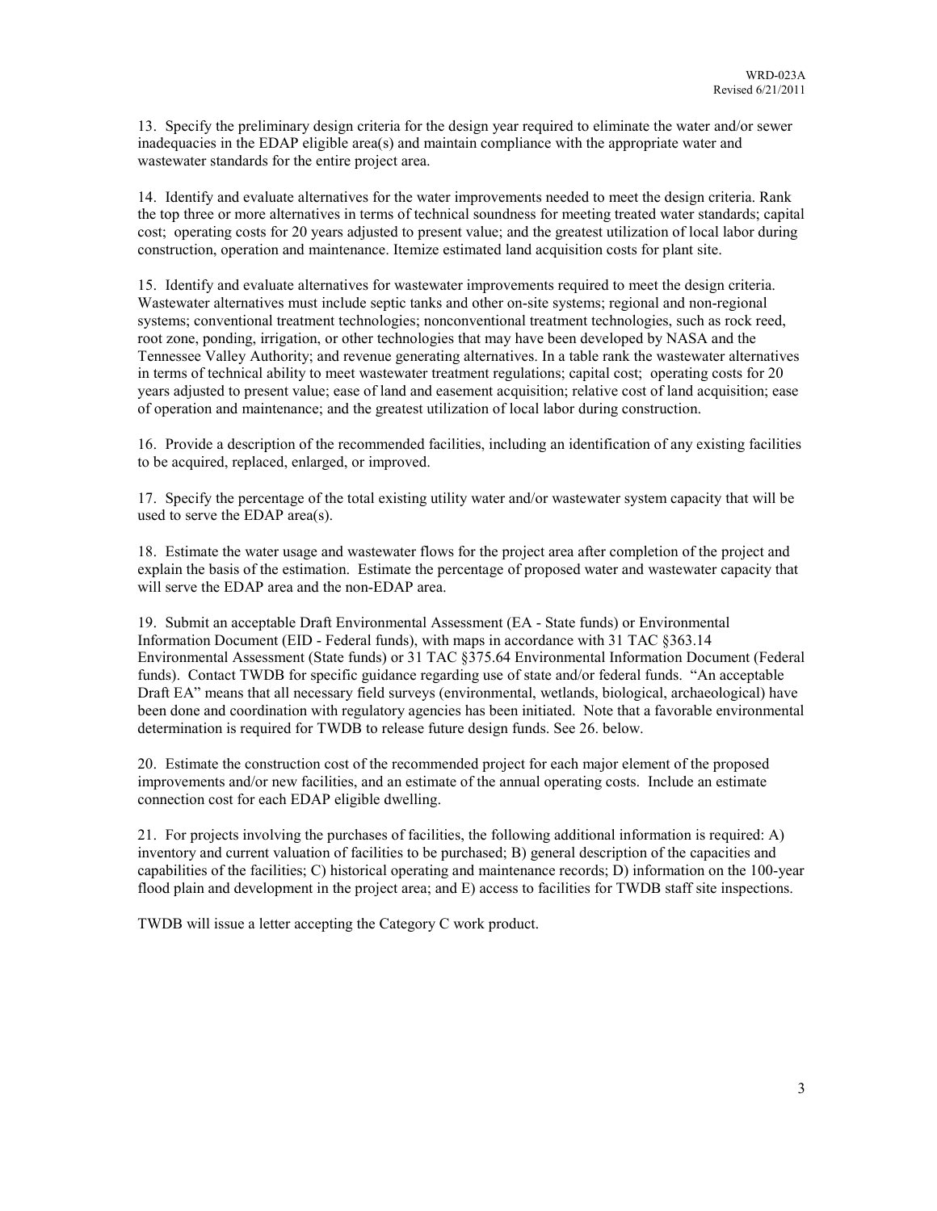13. Specify the preliminary design criteria for the design year required to eliminate the water and/or sewer inadequacies in the EDAP eligible area(s) and maintain compliance with the appropriate water and wastewater standards for the entire project area.

14. Identify and evaluate alternatives for the water improvements needed to meet the design criteria. Rank the top three or more alternatives in terms of technical soundness for meeting treated water standards; capital cost; operating costs for 20 years adjusted to present value; and the greatest utilization of local labor during construction, operation and maintenance. Itemize estimated land acquisition costs for plant site.

15. Identify and evaluate alternatives for wastewater improvements required to meet the design criteria. Wastewater alternatives must include septic tanks and other on-site systems; regional and non-regional systems; conventional treatment technologies; nonconventional treatment technologies, such as rock reed, root zone, ponding, irrigation, or other technologies that may have been developed by NASA and the Tennessee Valley Authority; and revenue generating alternatives. In a table rank the wastewater alternatives in terms of technical ability to meet wastewater treatment regulations; capital cost; operating costs for 20 years adjusted to present value; ease of land and easement acquisition; relative cost of land acquisition; ease of operation and maintenance; and the greatest utilization of local labor during construction.

16. Provide a description of the recommended facilities, including an identification of any existing facilities to be acquired, replaced, enlarged, or improved.

17. Specify the percentage of the total existing utility water and/or wastewater system capacity that will be used to serve the EDAP area(s).

18. Estimate the water usage and wastewater flows for the project area after completion of the project and explain the basis of the estimation. Estimate the percentage of proposed water and wastewater capacity that will serve the EDAP area and the non-EDAP area.

19. Submit an acceptable Draft Environmental Assessment (EA - State funds) or Environmental Information Document (EID - Federal funds), with maps in accordance with 31 TAC §363.14 Environmental Assessment (State funds) or 31 TAC §375.64 Environmental Information Document (Federal funds). Contact TWDB for specific guidance regarding use of state and/or federal funds. "An acceptable Draft EA" means that all necessary field surveys (environmental, wetlands, biological, archaeological) have been done and coordination with regulatory agencies has been initiated. Note that a favorable environmental determination is required for TWDB to release future design funds. See 26. below.

20. Estimate the construction cost of the recommended project for each major element of the proposed improvements and/or new facilities, and an estimate of the annual operating costs. Include an estimate connection cost for each EDAP eligible dwelling.

21. For projects involving the purchases of facilities, the following additional information is required: A) inventory and current valuation of facilities to be purchased; B) general description of the capacities and capabilities of the facilities; C) historical operating and maintenance records; D) information on the 100-year flood plain and development in the project area; and E) access to facilities for TWDB staff site inspections.

TWDB will issue a letter accepting the Category C work product.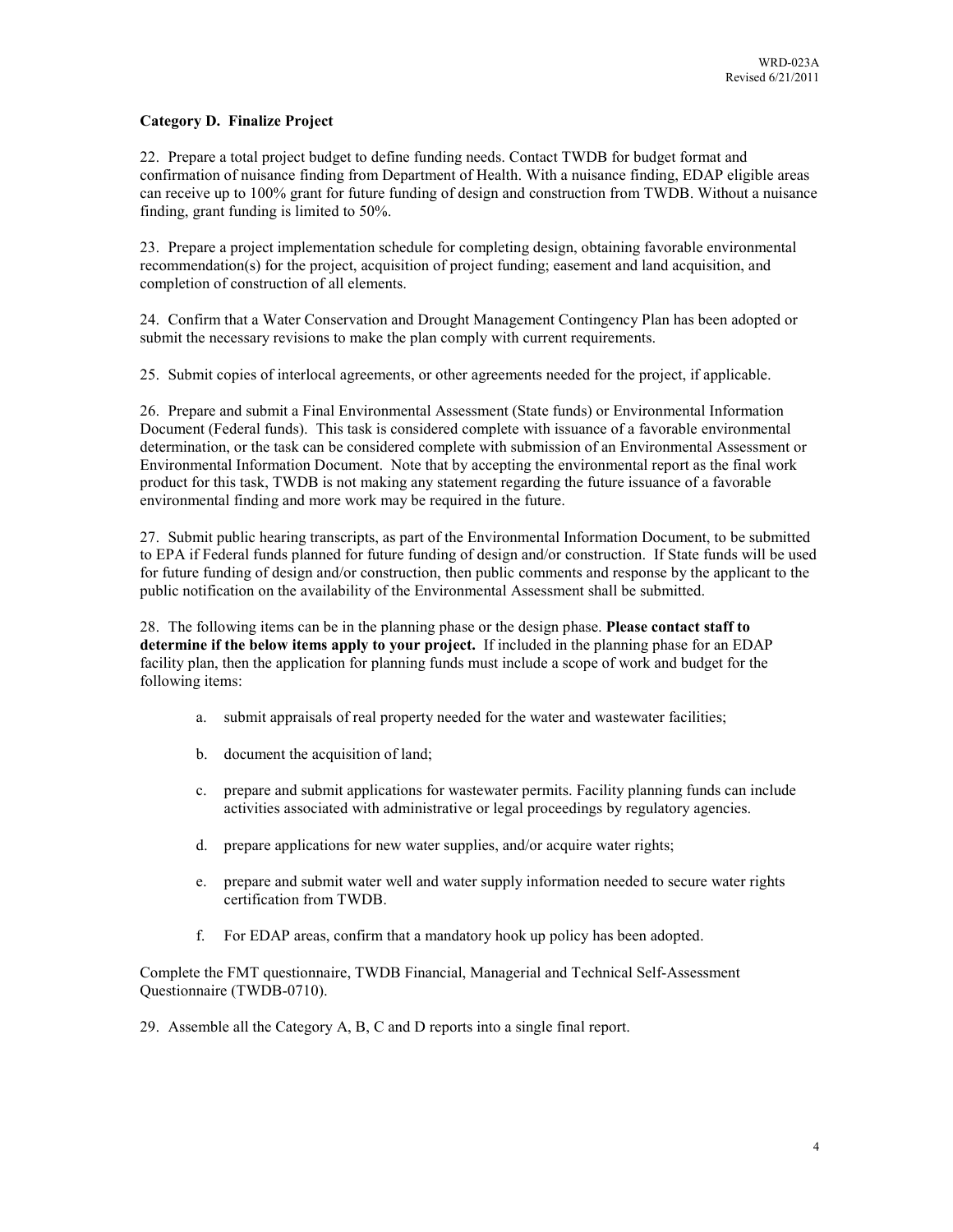**Category D. Finalize Project**

22. Prepare a total project budget to define funding needs. Contact TWDB for budget format and confirmation of nuisance finding from Department of Health. With a nuisance finding, EDAP eligible areas can receive up to 100% grant for future funding of design and construction from TWDB. Without a nuisance finding, grant funding is limited to 50%.

23. Prepare a project implementation schedule for completing design, obtaining favorable environmental recommendation(s) for the project, acquisition of project funding; easement and land acquisition, and completion of construction of all elements.

24. Confirm that a Water Conservation and Drought Management Contingency Plan has been adopted or submit the necessary revisions to make the plan comply with current requirements.

25. Submit copies of interlocal agreements, or other agreements needed for the project, if applicable.

26. Prepare and submit a Final Environmental Assessment (State funds) or Environmental Information Document (Federal funds). This task is considered complete with issuance of a favorable environmental determination, or the task can be considered complete with submission of an Environmental Assessment or Environmental Information Document. Note that by accepting the environmental report as the final work product for this task, TWDB is not making any statement regarding the future issuance of a favorable environmental finding and more work may be required in the future.

27. Submit public hearing transcripts, as part of the Environmental Information Document, to be submitted to EPA if Federal funds planned for future funding of design and/or construction. If State funds will be used for future funding of design and/or construction, then public comments and response by the applicant to the public notification on the availability of the Environmental Assessment shall be submitted.

28. The following items can be in the planning phase or the design phase. **Please contact staff to determine if the below items apply to your project.** If included in the planning phase for an EDAP facility plan, then the application for planning funds must include a scope of work and budget for the following items:

a. submit appraisals of real property needed for the water and wastewater facilities;

b. document the acquisition of land;

c. prepare and submit applications for wastewater permits. Facility planning funds can include activities associated with administrative or legal proceedings by regulatory agencies.

d. prepare applications for new water supplies, and/or acquire water rights;

e. prepare and submit water well and water supply information needed to secure water rights certification from TWDB.

f. For EDAP areas, confirm that a mandatory hook up policy has been adopted.

Complete the FMT questionnaire, TWDB Financial, Managerial and Technical Self-Assessment Questionnaire (TWDB-0710).

29. Assemble all the Category A, B, C and D reports into a single final report.